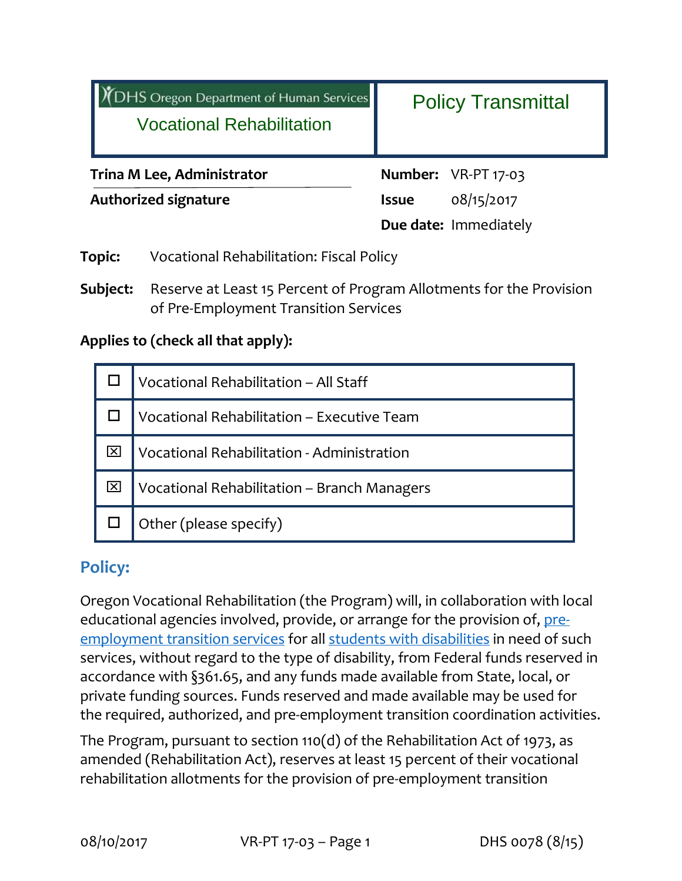| DHS Oregon Department of Human Services<br>Vocational Rehabilitation | Policy Transmittal |
| --- | --- |

**Trina M Lee, Administrator**

**Authorized signature**

**Number:** VR-PT 17-03

**Issue** 08/15/2017

**Due date:** Immediately

**Topic:** Vocational Rehabilitation: Fiscal Policy

**Subject:** Reserve at Least 15 Percent of Program Allotments for the Provision of Pre-Employment Transition Services

**Applies to (check all that apply):**

| | |
| --- | --- |
| ☐ | Vocational Rehabilitation – All Staff |
| ☐ | Vocational Rehabilitation – Executive Team |
| ☒ | Vocational Rehabilitation - Administration |
| ☒ | Vocational Rehabilitation – Branch Managers |
| ☐ | Other (please specify) |

## Policy:

Oregon Vocational Rehabilitation (the Program) will, in collaboration with local educational agencies involved, provide, or arrange for the provision of, pre-employment transition services for all students with disabilities in need of such services, without regard to the type of disability, from Federal funds reserved in accordance with §361.65, and any funds made available from State, local, or private funding sources. Funds reserved and made available may be used for the required, authorized, and pre-employment transition coordination activities.

The Program, pursuant to section 110(d) of the Rehabilitation Act of 1973, as amended (Rehabilitation Act), reserves at least 15 percent of their vocational rehabilitation allotments for the provision of pre-employment transition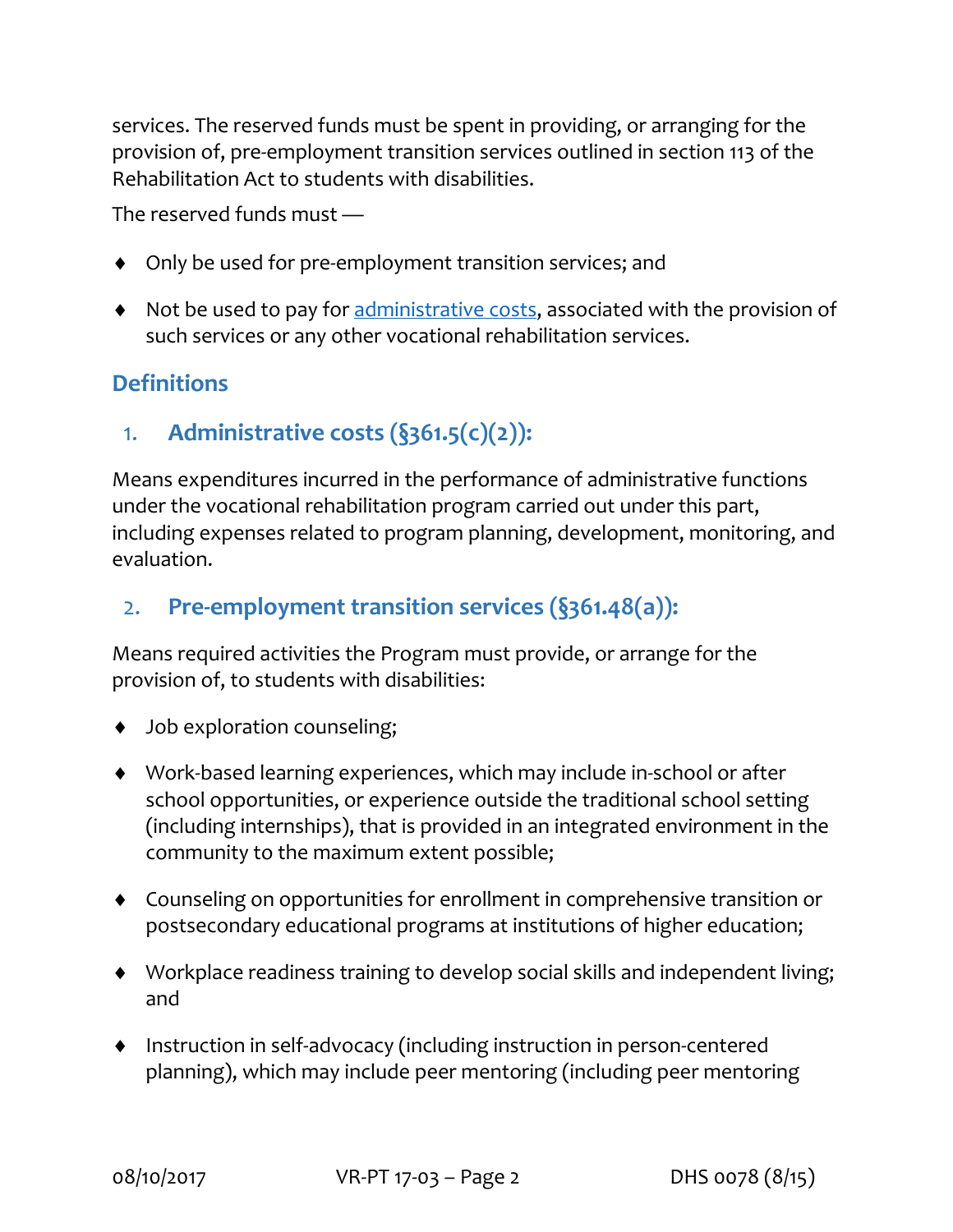services. The reserved funds must be spent in providing, or arranging for the provision of, pre-employment transition services outlined in section 113 of the Rehabilitation Act to students with disabilities.

The reserved funds must —

- Only be used for pre-employment transition services; and
- Not be used to pay for administrative costs, associated with the provision of such services or any other vocational rehabilitation services.

## Definitions

### 1. Administrative costs (§361.5(c)(2)):

Means expenditures incurred in the performance of administrative functions under the vocational rehabilitation program carried out under this part, including expenses related to program planning, development, monitoring, and evaluation.

### 2. Pre-employment transition services (§361.48(a)):

Means required activities the Program must provide, or arrange for the provision of, to students with disabilities:

- Job exploration counseling;
- Work-based learning experiences, which may include in-school or after school opportunities, or experience outside the traditional school setting (including internships), that is provided in an integrated environment in the community to the maximum extent possible;
- Counseling on opportunities for enrollment in comprehensive transition or postsecondary educational programs at institutions of higher education;
- Workplace readiness training to develop social skills and independent living; and
- Instruction in self-advocacy (including instruction in person-centered planning), which may include peer mentoring (including peer mentoring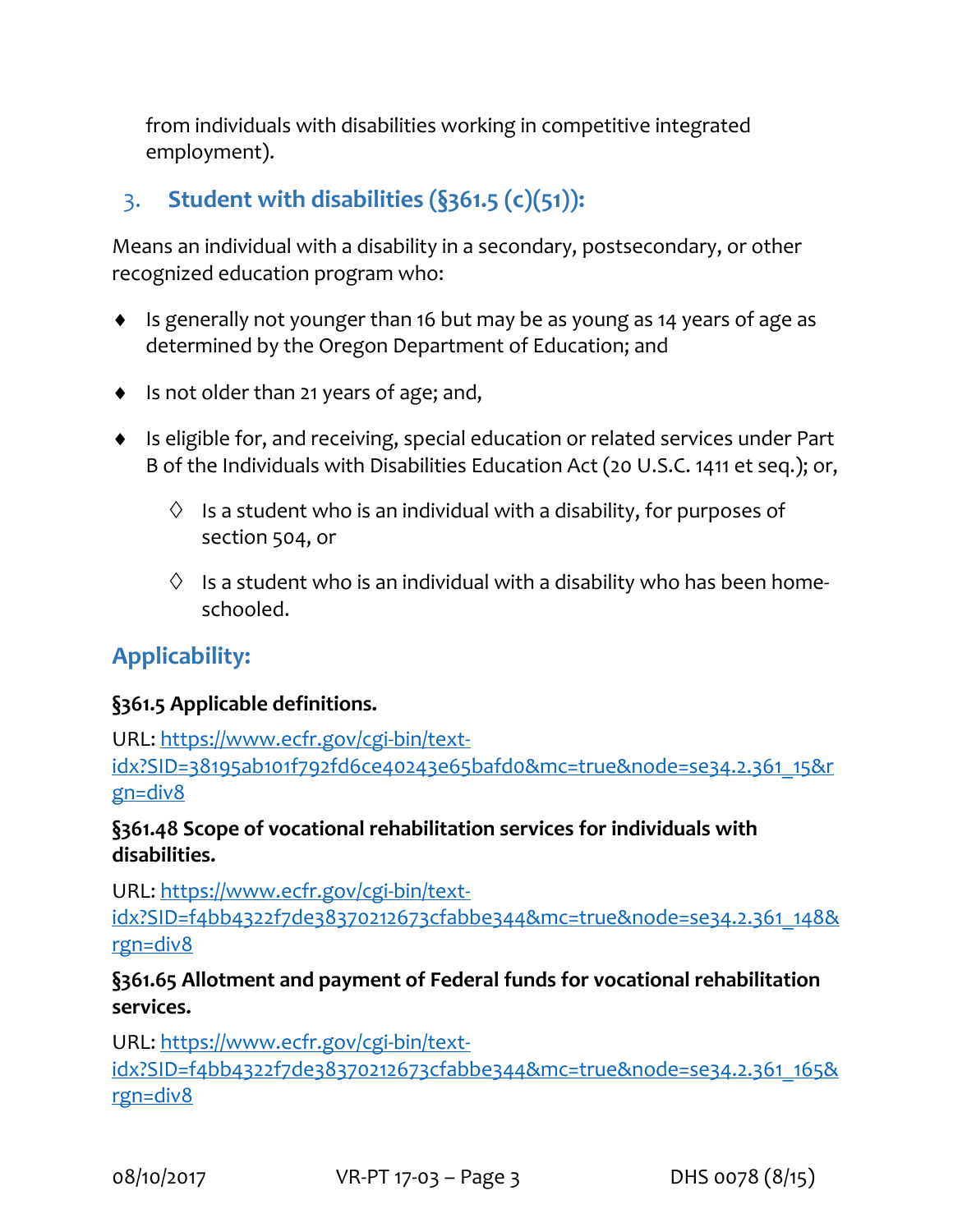from individuals with disabilities working in competitive integrated employment).

### 3. Student with disabilities (§361.5 (c)(51)):

Means an individual with a disability in a secondary, postsecondary, or other recognized education program who:

- Is generally not younger than 16 but may be as young as 14 years of age as determined by the Oregon Department of Education; and
- Is not older than 21 years of age; and,
- Is eligible for, and receiving, special education or related services under Part B of the Individuals with Disabilities Education Act (20 U.S.C. 1411 et seq.); or,
    - Is a student who is an individual with a disability, for purposes of section 504, or
    - Is a student who is an individual with a disability who has been home-schooled.

## Applicability:

**§361.5 Applicable definitions.**

URL: [https://www.ecfr.gov/cgi-bin/text-idx?SID=38195ab101f792fd6ce40243e65bafd0&mc=true&node=se34.2.361_15&rgn=div8](https://www.ecfr.gov/cgi-bin/text-idx?SID=38195ab101f792fd6ce40243e65bafd0&mc=true&node=se34.2.361_15&rgn=div8)

**§361.48 Scope of vocational rehabilitation services for individuals with disabilities.**

URL: [https://www.ecfr.gov/cgi-bin/text-idx?SID=f4bb4322f7de38370212673cfabbe344&mc=true&node=se34.2.361_148&rgn=div8](https://www.ecfr.gov/cgi-bin/text-idx?SID=f4bb4322f7de38370212673cfabbe344&mc=true&node=se34.2.361_148&rgn=div8)

**§361.65 Allotment and payment of Federal funds for vocational rehabilitation services.**

URL: [https://www.ecfr.gov/cgi-bin/text-idx?SID=f4bb4322f7de38370212673cfabbe344&mc=true&node=se34.2.361_165&rgn=div8](https://www.ecfr.gov/cgi-bin/text-idx?SID=f4bb4322f7de38370212673cfabbe344&mc=true&node=se34.2.361_165&rgn=div8)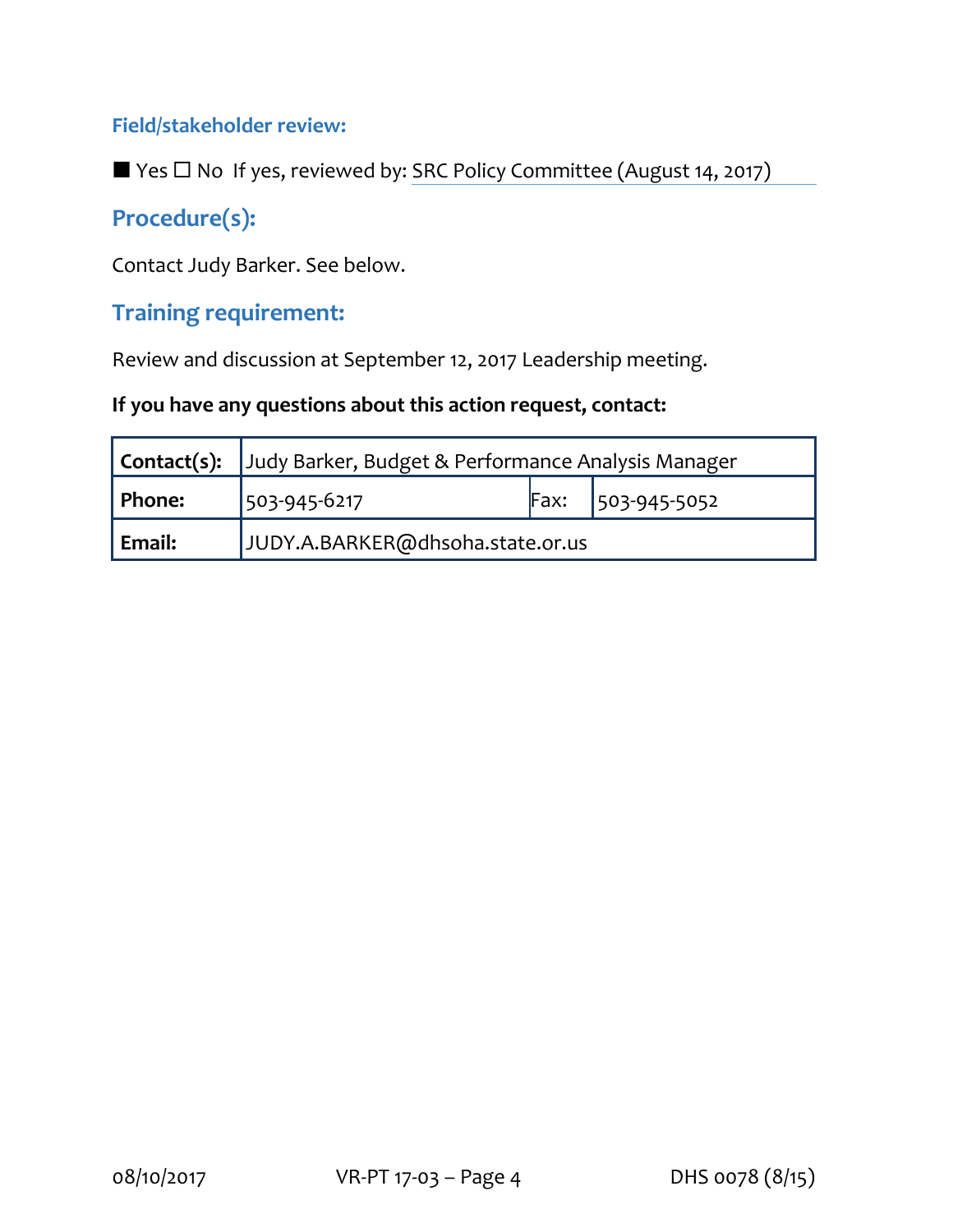### Field/stakeholder review:

■ Yes ☐ No  If yes, reviewed by: SRC Policy Committee (August 14, 2017)

## Procedure(s):

Contact Judy Barker. See below.

## Training requirement:

Review and discussion at September 12, 2017 Leadership meeting.

**If you have any questions about this action request, contact:**

| | | | |
|---|---|---|---|
| **Contact(s):** | Judy Barker, Budget & Performance Analysis Manager | | |
| **Phone:** | 503-945-6217 | Fax: | 503-945-5052 |
| **Email:** | JUDY.A.BARKER@dhsoha.state.or.us | | |